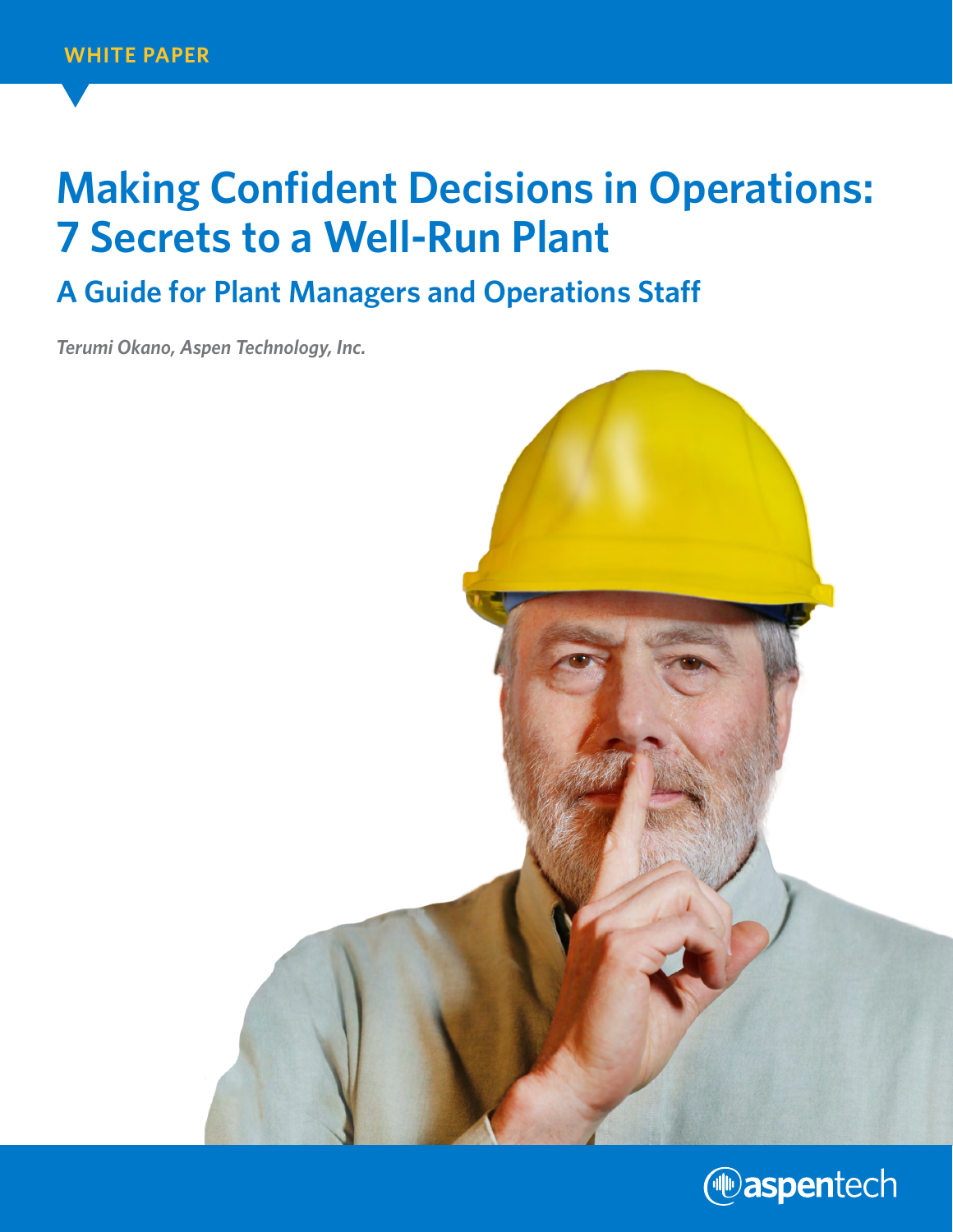WHITE PAPER

# Making Confident Decisions in Operations: 7 Secrets to a Well-Run Plant

## A Guide for Plant Managers and Operations Staff

*Terumi Okano, Aspen Technology, Inc.*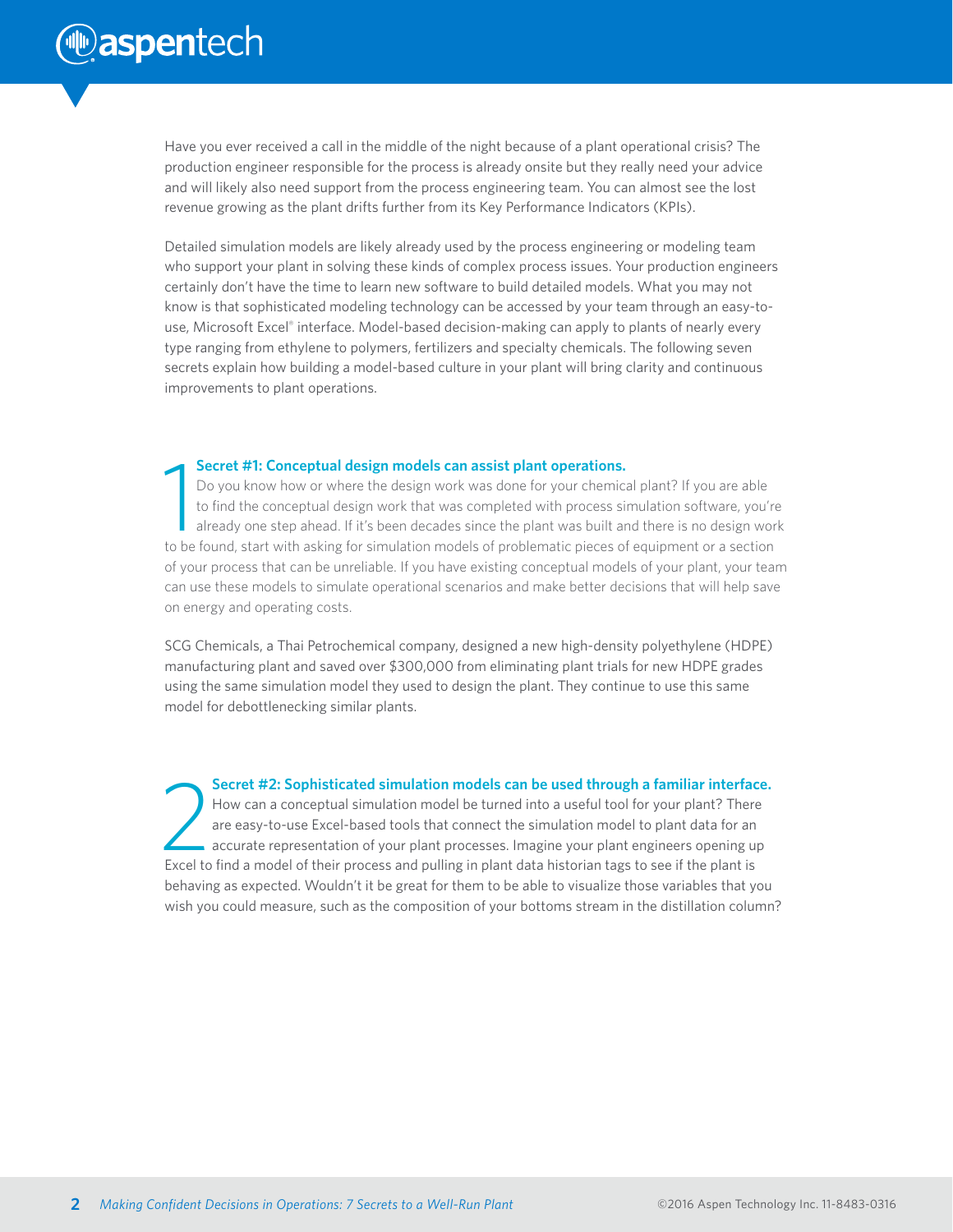Have you ever received a call in the middle of the night because of a plant operational crisis? The production engineer responsible for the process is already onsite but they really need your advice and will likely also need support from the process engineering team. You can almost see the lost revenue growing as the plant drifts further from its Key Performance Indicators (KPIs).

Detailed simulation models are likely already used by the process engineering or modeling team who support your plant in solving these kinds of complex process issues. Your production engineers certainly don't have the time to learn new software to build detailed models. What you may not know is that sophisticated modeling technology can be accessed by your team through an easy-to-use, Microsoft Excel® interface. Model-based decision-making can apply to plants of nearly every type ranging from ethylene to polymers, fertilizers and specialty chemicals. The following seven secrets explain how building a model-based culture in your plant will bring clarity and continuous improvements to plant operations.

## 1 Secret #1: Conceptual design models can assist plant operations.

Do you know how or where the design work was done for your chemical plant? If you are able to find the conceptual design work that was completed with process simulation software, you're already one step ahead. If it's been decades since the plant was built and there is no design work to be found, start with asking for simulation models of problematic pieces of equipment or a section of your process that can be unreliable. If you have existing conceptual models of your plant, your team can use these models to simulate operational scenarios and make better decisions that will help save on energy and operating costs.

SCG Chemicals, a Thai Petrochemical company, designed a new high-density polyethylene (HDPE) manufacturing plant and saved over $300,000 from eliminating plant trials for new HDPE grades using the same simulation model they used to design the plant. They continue to use this same model for debottlenecking similar plants.

## 2 Secret #2: Sophisticated simulation models can be used through a familiar interface.

How can a conceptual simulation model be turned into a useful tool for your plant? There are easy-to-use Excel-based tools that connect the simulation model to plant data for an accurate representation of your plant processes. Imagine your plant engineers opening up Excel to find a model of their process and pulling in plant data historian tags to see if the plant is behaving as expected. Wouldn't it be great for them to be able to visualize those variables that you wish you could measure, such as the composition of your bottoms stream in the distillation column?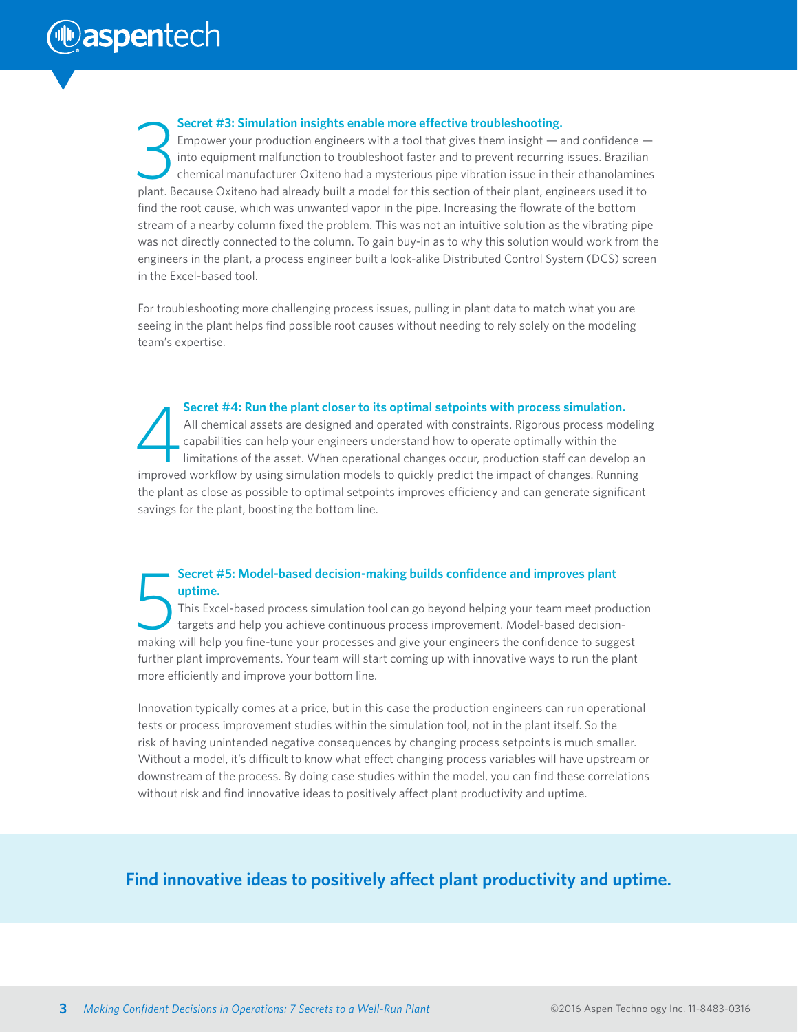### Secret #3: Simulation insights enable more effective troubleshooting.

Empower your production engineers with a tool that gives them insight — and confidence — into equipment malfunction to troubleshoot faster and to prevent recurring issues. Brazilian chemical manufacturer Oxiteno had a mysterious pipe vibration issue in their ethanolamines plant. Because Oxiteno had already built a model for this section of their plant, engineers used it to find the root cause, which was unwanted vapor in the pipe. Increasing the flowrate of the bottom stream of a nearby column fixed the problem. This was not an intuitive solution as the vibrating pipe was not directly connected to the column. To gain buy-in as to why this solution would work from the engineers in the plant, a process engineer built a look-alike Distributed Control System (DCS) screen in the Excel-based tool.

For troubleshooting more challenging process issues, pulling in plant data to match what you are seeing in the plant helps find possible root causes without needing to rely solely on the modeling team's expertise.

### Secret #4: Run the plant closer to its optimal setpoints with process simulation.

All chemical assets are designed and operated with constraints. Rigorous process modeling capabilities can help your engineers understand how to operate optimally within the limitations of the asset. When operational changes occur, production staff can develop an improved workflow by using simulation models to quickly predict the impact of changes. Running the plant as close as possible to optimal setpoints improves efficiency and can generate significant savings for the plant, boosting the bottom line.

### Secret #5: Model-based decision-making builds confidence and improves plant uptime.

This Excel-based process simulation tool can go beyond helping your team meet production targets and help you achieve continuous process improvement. Model-based decision-making will help you fine-tune your processes and give your engineers the confidence to suggest further plant improvements. Your team will start coming up with innovative ways to run the plant more efficiently and improve your bottom line.

Innovation typically comes at a price, but in this case the production engineers can run operational tests or process improvement studies within the simulation tool, not in the plant itself. So the risk of having unintended negative consequences by changing process setpoints is much smaller. Without a model, it's difficult to know what effect changing process variables will have upstream or downstream of the process. By doing case studies within the model, you can find these correlations without risk and find innovative ideas to positively affect plant productivity and uptime.

**Find innovative ideas to positively affect plant productivity and uptime.**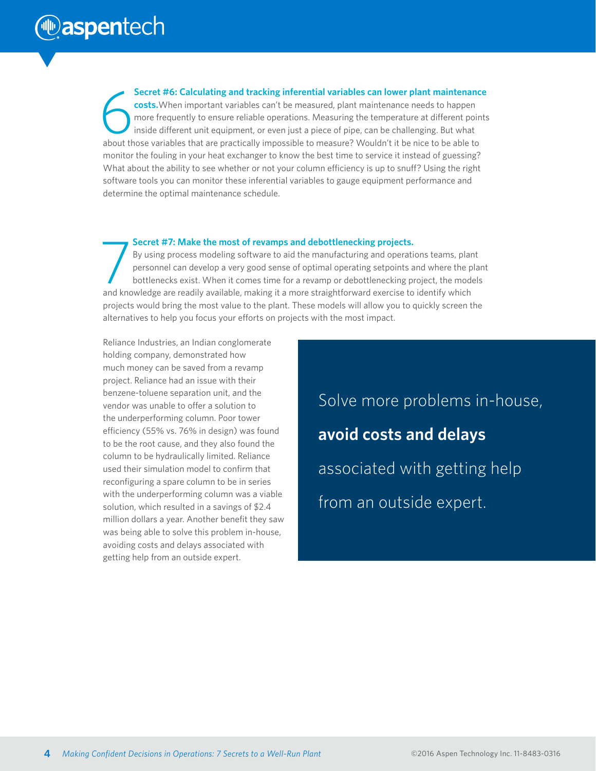6 **Secret #6: Calculating and tracking inferential variables can lower plant maintenance costs.** When important variables can't be measured, plant maintenance needs to happen more frequently to ensure reliable operations. Measuring the temperature at different points inside different unit equipment, or even just a piece of pipe, can be challenging. But what about those variables that are practically impossible to measure? Wouldn't it be nice to be able to monitor the fouling in your heat exchanger to know the best time to service it instead of guessing? What about the ability to see whether or not your column efficiency is up to snuff? Using the right software tools you can monitor these inferential variables to gauge equipment performance and determine the optimal maintenance schedule.

7 **Secret #7: Make the most of revamps and debottlenecking projects.** By using process modeling software to aid the manufacturing and operations teams, plant personnel can develop a very good sense of optimal operating setpoints and where the plant bottlenecks exist. When it comes time for a revamp or debottlenecking project, the models and knowledge are readily available, making it a more straightforward exercise to identify which projects would bring the most value to the plant. These models will allow you to quickly screen the alternatives to help you focus your efforts on projects with the most impact.

Reliance Industries, an Indian conglomerate holding company, demonstrated how much money can be saved from a revamp project. Reliance had an issue with their benzene-toluene separation unit, and the vendor was unable to offer a solution to the underperforming column. Poor tower efficiency (55% vs. 76% in design) was found to be the root cause, and they also found the column to be hydraulically limited. Reliance used their simulation model to confirm that reconfiguring a spare column to be in series with the underperforming column was a viable solution, which resulted in a savings of $2.4 million dollars a year. Another benefit they saw was being able to solve this problem in-house, avoiding costs and delays associated with getting help from an outside expert.

> Solve more problems in-house, **avoid costs and delays** associated with getting help from an outside expert.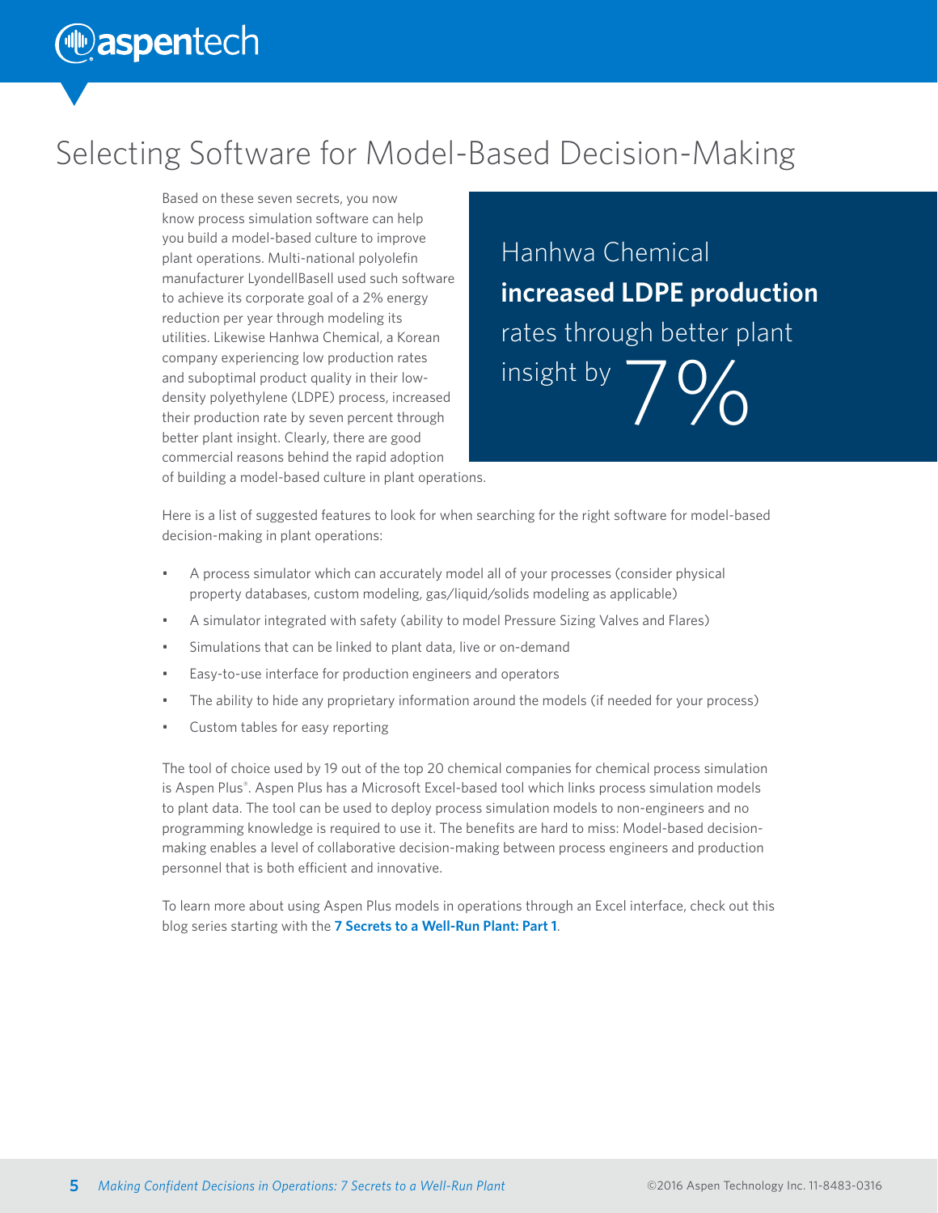# Selecting Software for Model-Based Decision-Making

Based on these seven secrets, you now know process simulation software can help you build a model-based culture to improve plant operations. Multi-national polyolefin manufacturer LyondellBasell used such software to achieve its corporate goal of a 2% energy reduction per year through modeling its utilities. Likewise Hanhwa Chemical, a Korean company experiencing low production rates and suboptimal product quality in their low-density polyethylene (LDPE) process, increased their production rate by seven percent through better plant insight. Clearly, there are good commercial reasons behind the rapid adoption of building a model-based culture in plant operations.

Hanhwa Chemical **increased LDPE production** rates through better plant insight by 7%

Here is a list of suggested features to look for when searching for the right software for model-based decision-making in plant operations:

- A process simulator which can accurately model all of your processes (consider physical property databases, custom modeling, gas/liquid/solids modeling as applicable)
- A simulator integrated with safety (ability to model Pressure Sizing Valves and Flares)
- Simulations that can be linked to plant data, live or on-demand
- Easy-to-use interface for production engineers and operators
- The ability to hide any proprietary information around the models (if needed for your process)
- Custom tables for easy reporting

The tool of choice used by 19 out of the top 20 chemical companies for chemical process simulation is Aspen Plus®. Aspen Plus has a Microsoft Excel-based tool which links process simulation models to plant data. The tool can be used to deploy process simulation models to non-engineers and no programming knowledge is required to use it. The benefits are hard to miss: Model-based decision-making enables a level of collaborative decision-making between process engineers and production personnel that is both efficient and innovative.

To learn more about using Aspen Plus models in operations through an Excel interface, check out this blog series starting with the **7 Secrets to a Well-Run Plant: Part 1**.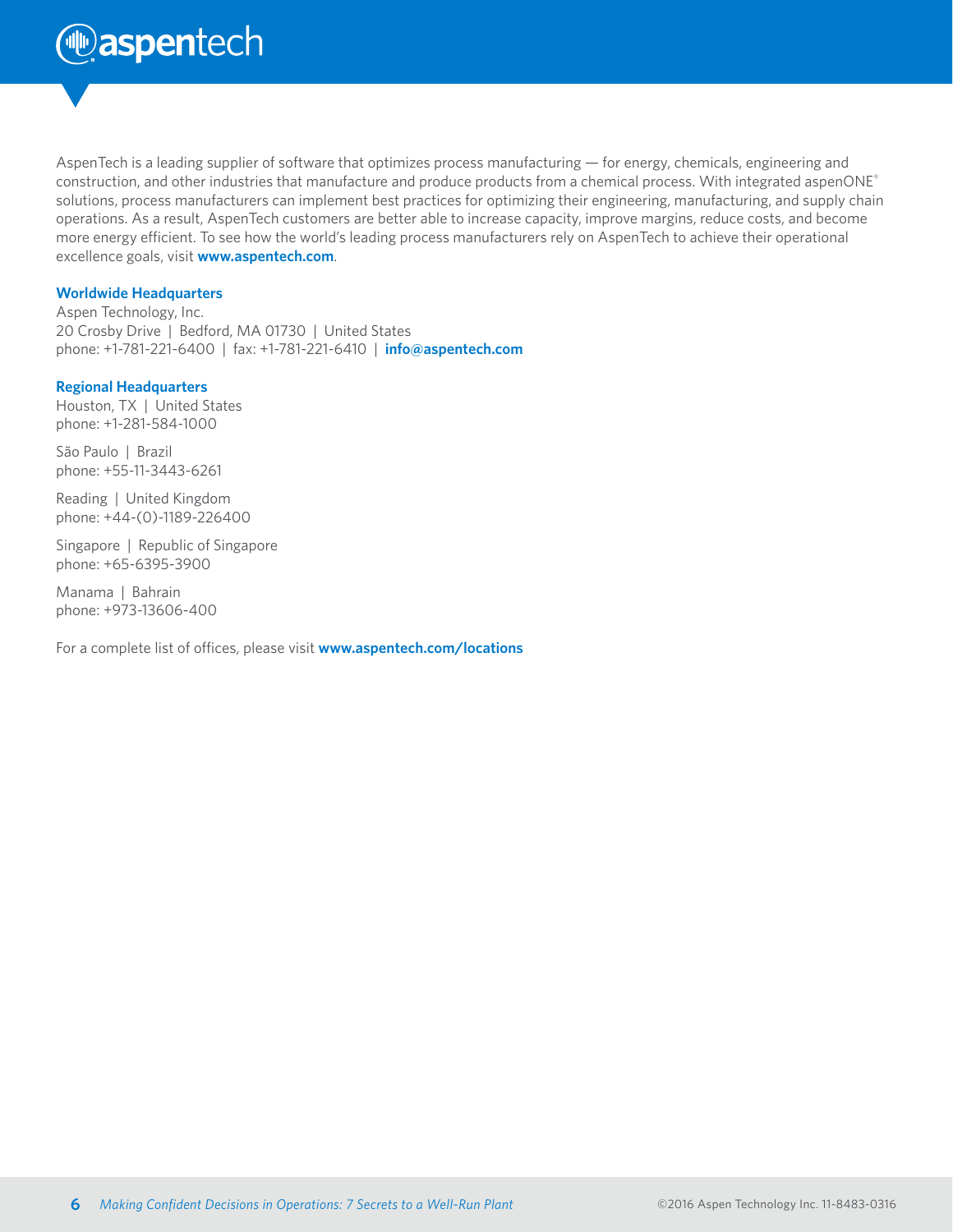AspenTech is a leading supplier of software that optimizes process manufacturing — for energy, chemicals, engineering and construction, and other industries that manufacture and produce products from a chemical process. With integrated aspenONE® solutions, process manufacturers can implement best practices for optimizing their engineering, manufacturing, and supply chain operations. As a result, AspenTech customers are better able to increase capacity, improve margins, reduce costs, and become more energy efficient. To see how the world's leading process manufacturers rely on AspenTech to achieve their operational excellence goals, visit **www.aspentech.com**.

**Worldwide Headquarters**
Aspen Technology, Inc.
20 Crosby Drive | Bedford, MA 01730 | United States
phone: +1-781-221-6400 | fax: +1-781-221-6410 | **info@aspentech.com**

**Regional Headquarters**
Houston, TX | United States
phone: +1-281-584-1000

São Paulo | Brazil
phone: +55-11-3443-6261

Reading | United Kingdom
phone: +44-(0)-1189-226400

Singapore | Republic of Singapore
phone: +65-6395-3900

Manama | Bahrain
phone: +973-13606-400

For a complete list of offices, please visit **www.aspentech.com/locations**

©2016 Aspen Technology Inc. 11-8483-0316